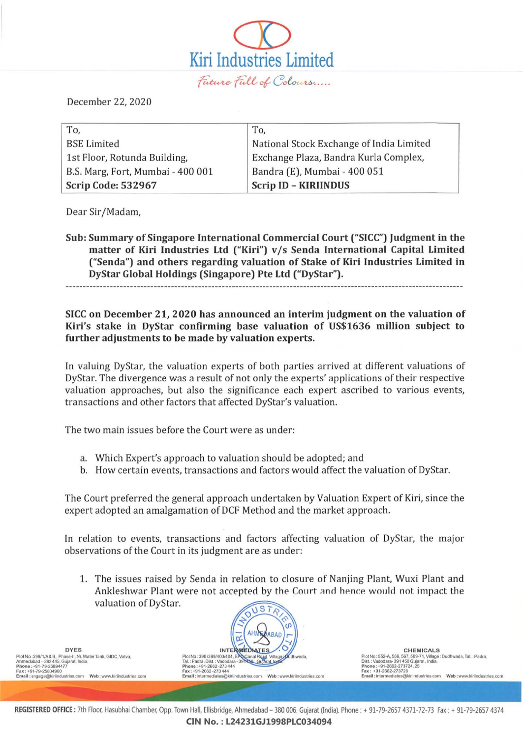# Kiri Industries Limited

*Future Full of Colours.....*

December 22, 2020

| To, | To, |
|---|---|
| BSE Limited | National Stock Exchange of India Limited |
| 1st Floor, Rotunda Building, | Exchange Plaza, Bandra Kurla Complex, |
| B.S. Marg, Fort, Mumbai - 400 001 | Bandra (E), Mumbai - 400 051 |
| **Scrip Code: 532967** | **Scrip ID – KIRIINDUS** |

Dear Sir/Madam,

**Sub: Summary of Singapore International Commercial Court ("SICC") Judgment in the matter of Kiri Industries Ltd ("Kiri") v/s Senda International Capital Limited ("Senda") and others regarding valuation of Stake of Kiri Industries Limited in DyStar Global Holdings (Singapore) Pte Ltd ("DyStar").**

---

**SICC on December 21, 2020 has announced an interim judgment on the valuation of Kiri's stake in DyStar confirming base valuation of US$1636 million subject to further adjustments to be made by valuation experts.**

In valuing DyStar, the valuation experts of both parties arrived at different valuations of DyStar. The divergence was a result of not only the experts' applications of their respective valuation approaches, but also the significance each expert ascribed to various events, transactions and other factors that affected DyStar's valuation.

The two main issues before the Court were as under:

a. Which Expert's approach to valuation should be adopted; and
b. How certain events, transactions and factors would affect the valuation of DyStar.

The Court preferred the general approach undertaken by Valuation Expert of Kiri, since the expert adopted an amalgamation of DCF Method and the market approach.

In relation to events, transactions and factors affecting valuation of DyStar, the major observations of the Court in its judgment are as under:

1. The issues raised by Senda in relation to closure of Nanjing Plant, Wuxi Plant and Ankleshwar Plant were not accepted by the Court and hence would not impact the valuation of DyStar.

**DYES**
Plot No: 299/1/A&B, Phase-II, Nr. Water Tank, GIDC, Vatva, Ahmedabad – 382 445, Gujarat, India.
Phone: +91-79-25894477
Fax: +91-79-25834960
Email: engage@kiriindustries.com Web: www.kiriindustries.com

**INTERMEDIATES**
Plot No: 396/399/403/404, EPC Canal Road, Village: Dudhwada, Tal.: Padra, Dist.: Vadodara - 391450, Gujarat, India.
Phone: +91-2662-273444
Fax: +91-2662-273444
Email: intermediates@kiriindustries.com Web: www.kiriindustries.com

**CHEMICALS**
Plot No: 552-A, 566, 567, 569-71, Village: Dudhwada, Tal.: Padra, Dist.: Vadodara- 391 450 Gujarat, India.
Phone: +91-2662-273724, 25
Fax: +91-2662-273726
Email: intermediates@kiriindustries.com Web: www.kiriindustries.com

**REGISTERED OFFICE**: 7th Floor, Hasubhai Chamber, Opp. Town Hall, Ellisbridge, Ahmedabad – 380 006. Gujarat (India). Phone: + 91-79-2657 4371-72-73 Fax: + 91-79-2657 4374

**CIN No.: L24231GJ1998PLC034094**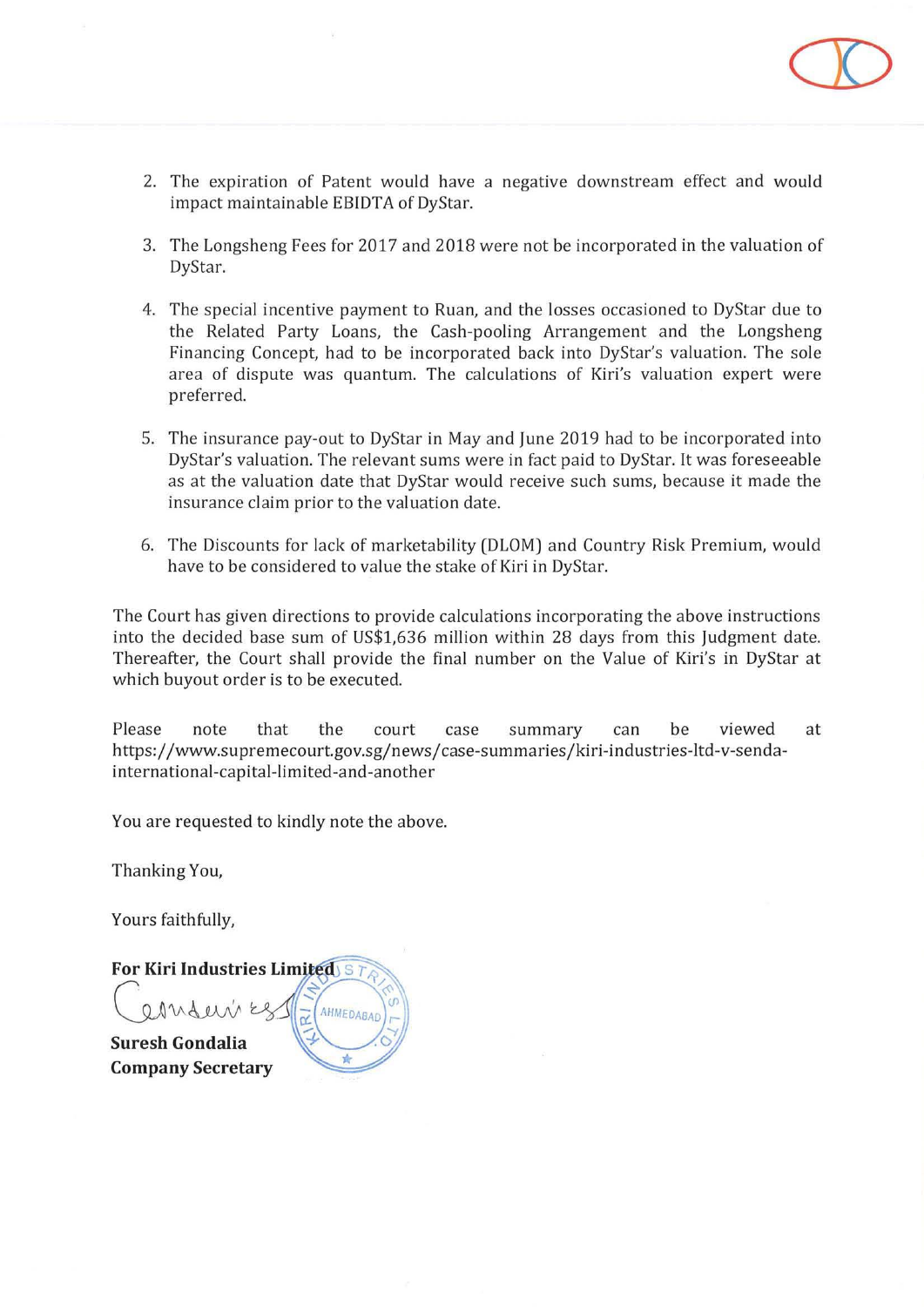2. The expiration of Patent would have a negative downstream effect and would impact maintainable EBIDTA of DyStar.

3. The Longsheng Fees for 2017 and 2018 were not be incorporated in the valuation of DyStar.

4. The special incentive payment to Ruan, and the losses occasioned to DyStar due to the Related Party Loans, the Cash-pooling Arrangement and the Longsheng Financing Concept, had to be incorporated back into DyStar's valuation. The sole area of dispute was quantum. The calculations of Kiri's valuation expert were preferred.

5. The insurance pay-out to DyStar in May and June 2019 had to be incorporated into DyStar's valuation. The relevant sums were in fact paid to DyStar. It was foreseeable as at the valuation date that DyStar would receive such sums, because it made the insurance claim prior to the valuation date.

6. The Discounts for lack of marketability (DLOM) and Country Risk Premium, would have to be considered to value the stake of Kiri in DyStar.

The Court has given directions to provide calculations incorporating the above instructions into the decided base sum of US$1,636 million within 28 days from this Judgment date. Thereafter, the Court shall provide the final number on the Value of Kiri's in DyStar at which buyout order is to be executed.

Please note that the court case summary can be viewed at https://www.supremecourt.gov.sg/news/case-summaries/kiri-industries-ltd-v-senda-international-capital-limited-and-another

You are requested to kindly note the above.

Thanking You,

Yours faithfully,

**For Kiri Industries Limited**

**Suresh Gondalia**
**Company Secretary**